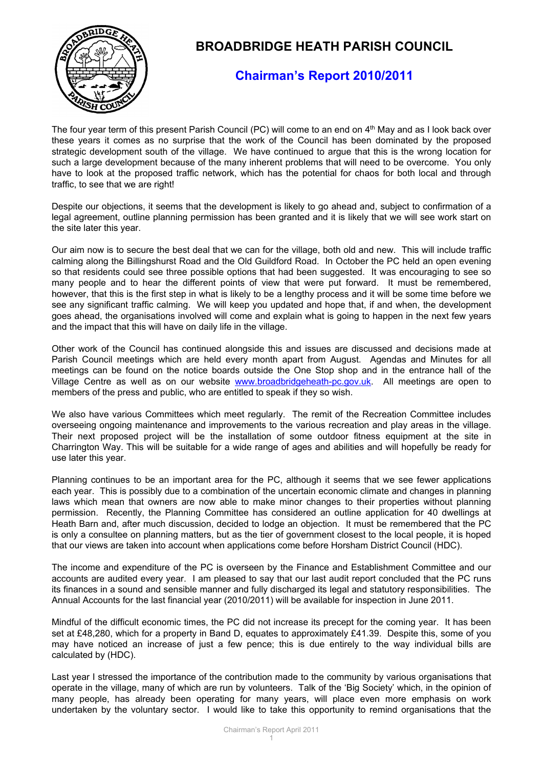# BROADBRIDGE HEATH PARISH COUNCIL

## Chairman's Report 2010/2011

The four year term of this present Parish Council (PC) will come to an end on 4th May and as I look back over these years it comes as no surprise that the work of the Council has been dominated by the proposed strategic development south of the village. We have continued to argue that this is the wrong location for such a large development because of the many inherent problems that will need to be overcome. You only have to look at the proposed traffic network, which has the potential for chaos for both local and through traffic, to see that we are right!

Despite our objections, it seems that the development is likely to go ahead and, subject to confirmation of a legal agreement, outline planning permission has been granted and it is likely that we will see work start on the site later this year.

Our aim now is to secure the best deal that we can for the village, both old and new. This will include traffic calming along the Billingshurst Road and the Old Guildford Road. In October the PC held an open evening so that residents could see three possible options that had been suggested. It was encouraging to see so many people and to hear the different points of view that were put forward. It must be remembered, however, that this is the first step in what is likely to be a lengthy process and it will be some time before we see any significant traffic calming. We will keep you updated and hope that, if and when, the development goes ahead, the organisations involved will come and explain what is going to happen in the next few years and the impact that this will have on daily life in the village.

Other work of the Council has continued alongside this and issues are discussed and decisions made at Parish Council meetings which are held every month apart from August. Agendas and Minutes for all meetings can be found on the notice boards outside the One Stop shop and in the entrance hall of the Village Centre as well as on our website www.broadbridgeheath-pc.gov.uk. All meetings are open to members of the press and public, who are entitled to speak if they so wish.

We also have various Committees which meet regularly. The remit of the Recreation Committee includes overseeing ongoing maintenance and improvements to the various recreation and play areas in the village. Their next proposed project will be the installation of some outdoor fitness equipment at the site in Charrington Way. This will be suitable for a wide range of ages and abilities and will hopefully be ready for use later this year.

Planning continues to be an important area for the PC, although it seems that we see fewer applications each year. This is possibly due to a combination of the uncertain economic climate and changes in planning laws which mean that owners are now able to make minor changes to their properties without planning permission. Recently, the Planning Committee has considered an outline application for 40 dwellings at Heath Barn and, after much discussion, decided to lodge an objection. It must be remembered that the PC is only a consultee on planning matters, but as the tier of government closest to the local people, it is hoped that our views are taken into account when applications come before Horsham District Council (HDC).

The income and expenditure of the PC is overseen by the Finance and Establishment Committee and our accounts are audited every year. I am pleased to say that our last audit report concluded that the PC runs its finances in a sound and sensible manner and fully discharged its legal and statutory responsibilities. The Annual Accounts for the last financial year (2010/2011) will be available for inspection in June 2011.

Mindful of the difficult economic times, the PC did not increase its precept for the coming year. It has been set at £48,280, which for a property in Band D, equates to approximately £41.39. Despite this, some of you may have noticed an increase of just a few pence; this is due entirely to the way individual bills are calculated by (HDC).

Last year I stressed the importance of the contribution made to the community by various organisations that operate in the village, many of which are run by volunteers. Talk of the 'Big Society' which, in the opinion of many people, has already been operating for many years, will place even more emphasis on work undertaken by the voluntary sector. I would like to take this opportunity to remind organisations that the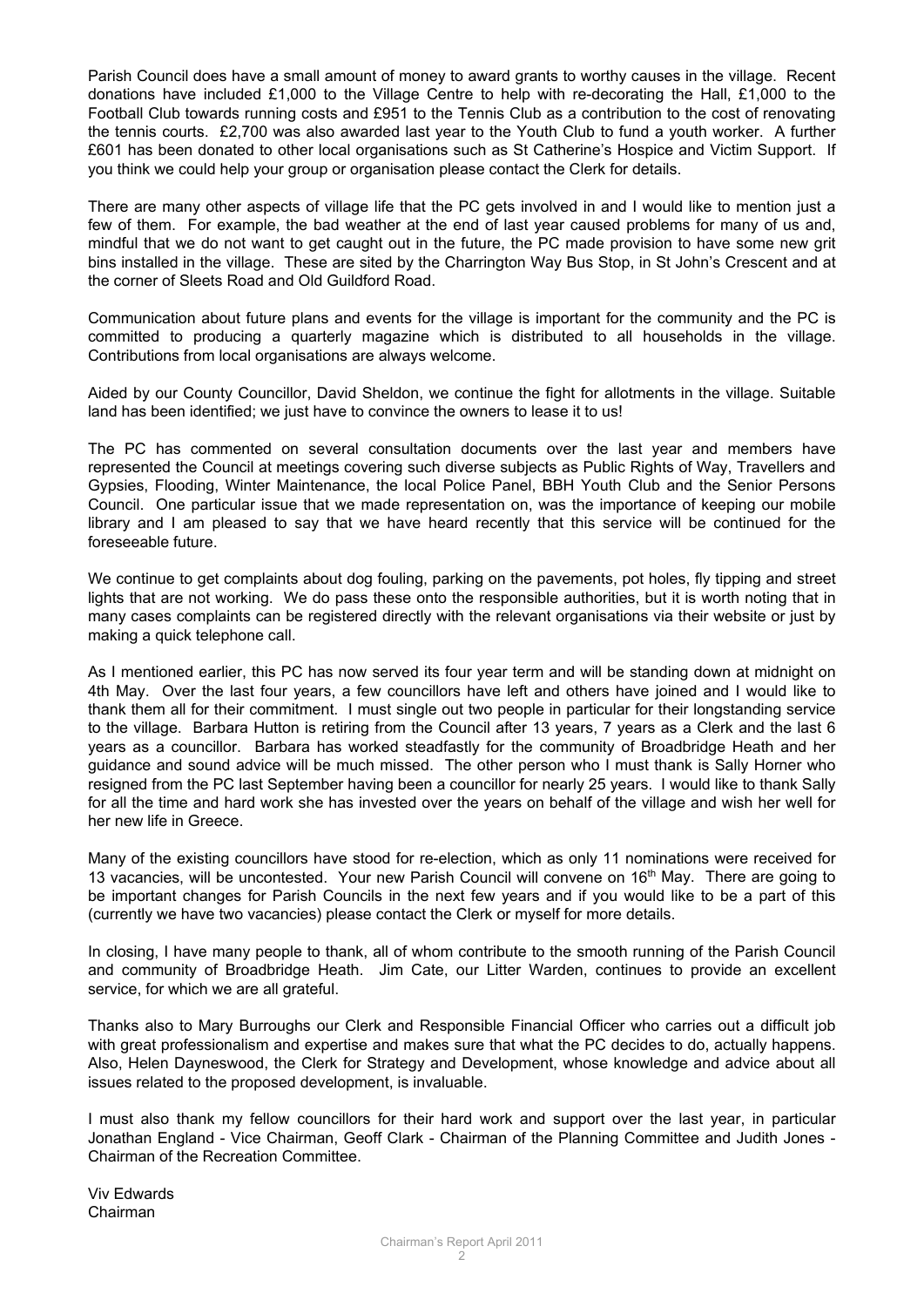Parish Council does have a small amount of money to award grants to worthy causes in the village. Recent donations have included £1,000 to the Village Centre to help with re-decorating the Hall, £1,000 to the Football Club towards running costs and £951 to the Tennis Club as a contribution to the cost of renovating the tennis courts. £2,700 was also awarded last year to the Youth Club to fund a youth worker. A further £601 has been donated to other local organisations such as St Catherine's Hospice and Victim Support. If you think we could help your group or organisation please contact the Clerk for details.

There are many other aspects of village life that the PC gets involved in and I would like to mention just a few of them. For example, the bad weather at the end of last year caused problems for many of us and, mindful that we do not want to get caught out in the future, the PC made provision to have some new grit bins installed in the village. These are sited by the Charrington Way Bus Stop, in St John's Crescent and at the corner of Sleets Road and Old Guildford Road.

Communication about future plans and events for the village is important for the community and the PC is committed to producing a quarterly magazine which is distributed to all households in the village. Contributions from local organisations are always welcome.

Aided by our County Councillor, David Sheldon, we continue the fight for allotments in the village. Suitable land has been identified; we just have to convince the owners to lease it to us!

The PC has commented on several consultation documents over the last year and members have represented the Council at meetings covering such diverse subjects as Public Rights of Way, Travellers and Gypsies, Flooding, Winter Maintenance, the local Police Panel, BBH Youth Club and the Senior Persons Council. One particular issue that we made representation on, was the importance of keeping our mobile library and I am pleased to say that we have heard recently that this service will be continued for the foreseeable future.

We continue to get complaints about dog fouling, parking on the pavements, pot holes, fly tipping and street lights that are not working. We do pass these onto the responsible authorities, but it is worth noting that in many cases complaints can be registered directly with the relevant organisations via their website or just by making a quick telephone call.

As I mentioned earlier, this PC has now served its four year term and will be standing down at midnight on 4th May. Over the last four years, a few councillors have left and others have joined and I would like to thank them all for their commitment. I must single out two people in particular for their longstanding service to the village. Barbara Hutton is retiring from the Council after 13 years, 7 years as a Clerk and the last 6 years as a councillor. Barbara has worked steadfastly for the community of Broadbridge Heath and her guidance and sound advice will be much missed. The other person who I must thank is Sally Horner who resigned from the PC last September having been a councillor for nearly 25 years. I would like to thank Sally for all the time and hard work she has invested over the years on behalf of the village and wish her well for her new life in Greece.

Many of the existing councillors have stood for re-election, which as only 11 nominations were received for 13 vacancies, will be uncontested. Your new Parish Council will convene on 16th May. There are going to be important changes for Parish Councils in the next few years and if you would like to be a part of this (currently we have two vacancies) please contact the Clerk or myself for more details.

In closing, I have many people to thank, all of whom contribute to the smooth running of the Parish Council and community of Broadbridge Heath. Jim Cate, our Litter Warden, continues to provide an excellent service, for which we are all grateful.

Thanks also to Mary Burroughs our Clerk and Responsible Financial Officer who carries out a difficult job with great professionalism and expertise and makes sure that what the PC decides to do, actually happens. Also, Helen Dayneswood, the Clerk for Strategy and Development, whose knowledge and advice about all issues related to the proposed development, is invaluable.

I must also thank my fellow councillors for their hard work and support over the last year, in particular Jonathan England - Vice Chairman, Geoff Clark - Chairman of the Planning Committee and Judith Jones - Chairman of the Recreation Committee.

Viv Edwards
Chairman